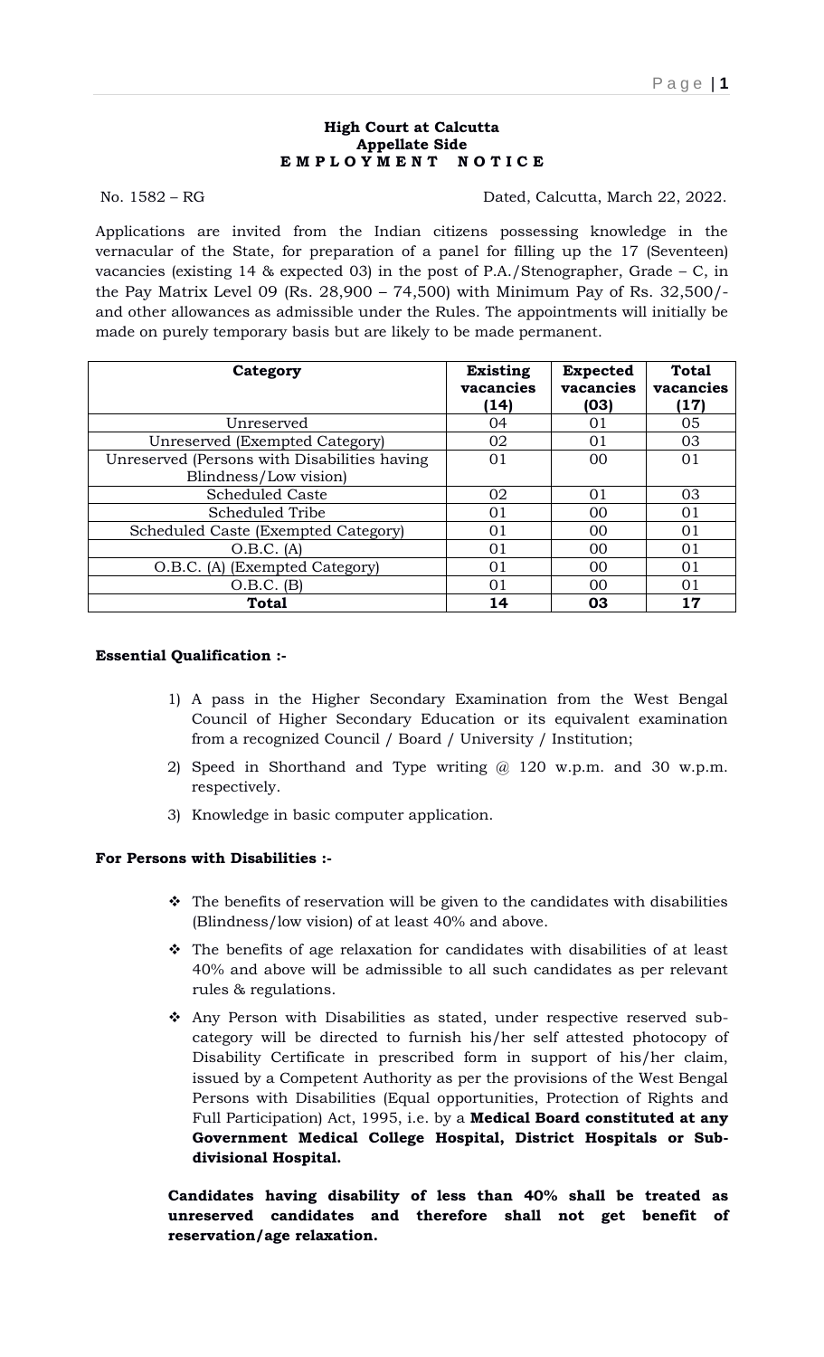**High Court at Calcutta**
**Appellate Side**
**E M P L O Y M E N T N O T I C E**

No. 1582 – RG                                                                 Dated, Calcutta, March 22, 2022.

Applications are invited from the Indian citizens possessing knowledge in the vernacular of the State, for preparation of a panel for filling up the 17 (Seventeen) vacancies (existing 14 & expected 03) in the post of P.A./Stenographer, Grade – C, in the Pay Matrix Level 09 (Rs. 28,900 – 74,500) with Minimum Pay of Rs. 32,500/- and other allowances as admissible under the Rules. The appointments will initially be made on purely temporary basis but are likely to be made permanent.

| Category | Existing vacancies (14) | Expected vacancies (03) | Total vacancies (17) |
|---|---|---|---|
| Unreserved | 04 | 01 | 05 |
| Unreserved (Exempted Category) | 02 | 01 | 03 |
| Unreserved (Persons with Disabilities having Blindness/Low vision) | 01 | 00 | 01 |
| Scheduled Caste | 02 | 01 | 03 |
| Scheduled Tribe | 01 | 00 | 01 |
| Scheduled Caste (Exempted Category) | 01 | 00 | 01 |
| O.B.C. (A) | 01 | 00 | 01 |
| O.B.C. (A) (Exempted Category) | 01 | 00 | 01 |
| O.B.C. (B) | 01 | 00 | 01 |
| **Total** | **14** | **03** | **17** |

**Essential Qualification :-**

1) A pass in the Higher Secondary Examination from the West Bengal Council of Higher Secondary Education or its equivalent examination from a recognized Council / Board / University / Institution;
2) Speed in Shorthand and Type writing @ 120 w.p.m. and 30 w.p.m. respectively.
3) Knowledge in basic computer application.

**For Persons with Disabilities :-**

- The benefits of reservation will be given to the candidates with disabilities (Blindness/low vision) of at least 40% and above.
- The benefits of age relaxation for candidates with disabilities of at least 40% and above will be admissible to all such candidates as per relevant rules & regulations.
- Any Person with Disabilities as stated, under respective reserved sub-category will be directed to furnish his/her self attested photocopy of Disability Certificate in prescribed form in support of his/her claim, issued by a Competent Authority as per the provisions of the West Bengal Persons with Disabilities (Equal opportunities, Protection of Rights and Full Participation) Act, 1995, i.e. by a **Medical Board constituted at any Government Medical College Hospital, District Hospitals or Sub-divisional Hospital.**

**Candidates having disability of less than 40% shall be treated as unreserved candidates and therefore shall not get benefit of reservation/age relaxation.**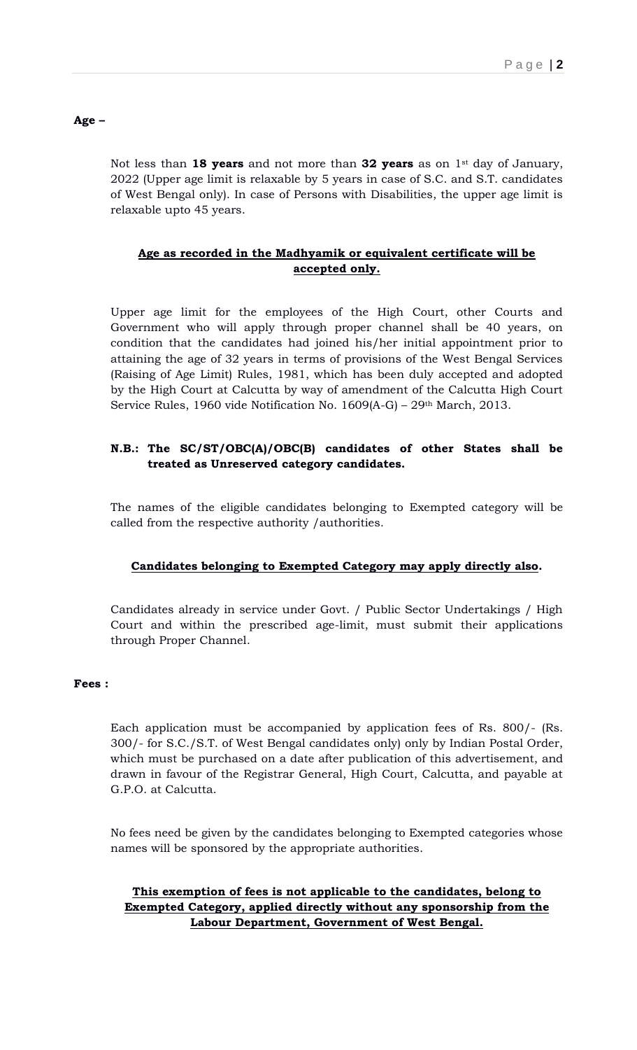**Age –**

Not less than **18 years** and not more than **32 years** as on 1st day of January, 2022 (Upper age limit is relaxable by 5 years in case of S.C. and S.T. candidates of West Bengal only). In case of Persons with Disabilities, the upper age limit is relaxable upto 45 years.

**Age as recorded in the Madhyamik or equivalent certificate will be accepted only.**

Upper age limit for the employees of the High Court, other Courts and Government who will apply through proper channel shall be 40 years, on condition that the candidates had joined his/her initial appointment prior to attaining the age of 32 years in terms of provisions of the West Bengal Services (Raising of Age Limit) Rules, 1981, which has been duly accepted and adopted by the High Court at Calcutta by way of amendment of the Calcutta High Court Service Rules, 1960 vide Notification No. 1609(A-G) – 29th March, 2013.

**N.B.: The SC/ST/OBC(A)/OBC(B) candidates of other States shall be treated as Unreserved category candidates.**

The names of the eligible candidates belonging to Exempted category will be called from the respective authority /authorities.

**Candidates belonging to Exempted Category may apply directly also.**

Candidates already in service under Govt. / Public Sector Undertakings / High Court and within the prescribed age-limit, must submit their applications through Proper Channel.

**Fees :**

Each application must be accompanied by application fees of Rs. 800/- (Rs. 300/- for S.C./S.T. of West Bengal candidates only) only by Indian Postal Order, which must be purchased on a date after publication of this advertisement, and drawn in favour of the Registrar General, High Court, Calcutta, and payable at G.P.O. at Calcutta.

No fees need be given by the candidates belonging to Exempted categories whose names will be sponsored by the appropriate authorities.

**This exemption of fees is not applicable to the candidates, belong to Exempted Category, applied directly without any sponsorship from the Labour Department, Government of West Bengal.**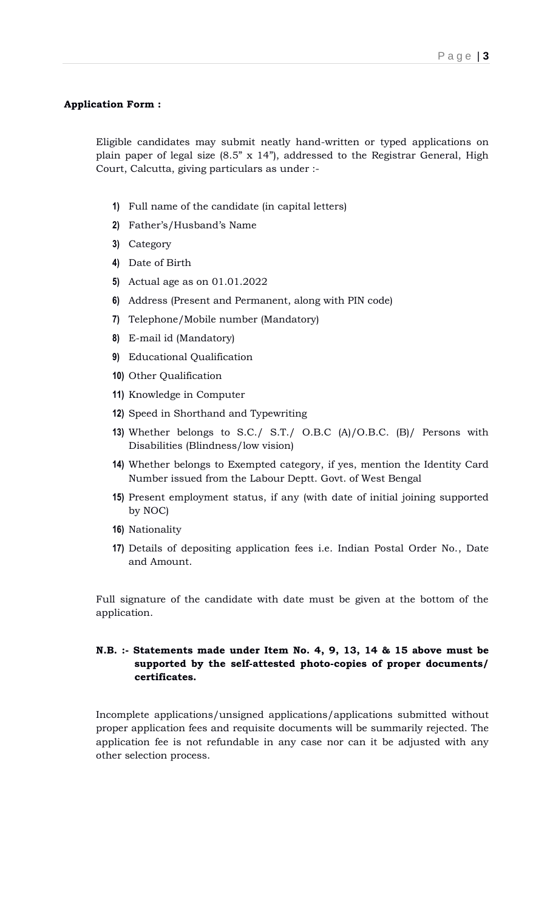**Application Form :**

Eligible candidates may submit neatly hand-written or typed applications on plain paper of legal size (8.5" x 14"), addressed to the Registrar General, High Court, Calcutta, giving particulars as under :-

1) Full name of the candidate (in capital letters)
2) Father's/Husband's Name
3) Category
4) Date of Birth
5) Actual age as on 01.01.2022
6) Address (Present and Permanent, along with PIN code)
7) Telephone/Mobile number (Mandatory)
8) E-mail id (Mandatory)
9) Educational Qualification
10) Other Qualification
11) Knowledge in Computer
12) Speed in Shorthand and Typewriting
13) Whether belongs to S.C./ S.T./ O.B.C (A)/O.B.C. (B)/ Persons with Disabilities (Blindness/low vision)
14) Whether belongs to Exempted category, if yes, mention the Identity Card Number issued from the Labour Deptt. Govt. of West Bengal
15) Present employment status, if any (with date of initial joining supported by NOC)
16) Nationality
17) Details of depositing application fees i.e. Indian Postal Order No., Date and Amount.

Full signature of the candidate with date must be given at the bottom of the application.

**N.B. :- Statements made under Item No. 4, 9, 13, 14 & 15 above must be supported by the self-attested photo-copies of proper documents/ certificates.**

Incomplete applications/unsigned applications/applications submitted without proper application fees and requisite documents will be summarily rejected. The application fee is not refundable in any case nor can it be adjusted with any other selection process.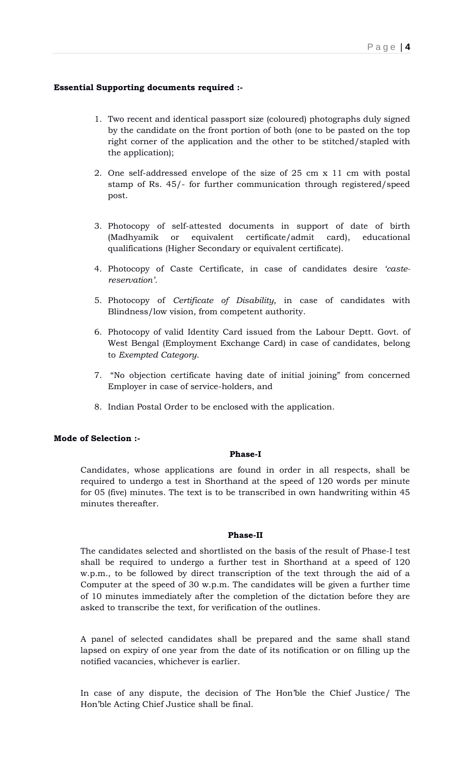**Essential Supporting documents required :-**

1. Two recent and identical passport size (coloured) photographs duly signed by the candidate on the front portion of both (one to be pasted on the top right corner of the application and the other to be stitched/stapled with the application);

2. One self-addressed envelope of the size of 25 cm x 11 cm with postal stamp of Rs. 45/- for further communication through registered/speed post.

3. Photocopy of self-attested documents in support of date of birth (Madhyamik or equivalent certificate/admit card), educational qualifications (Higher Secondary or equivalent certificate).

4. Photocopy of Caste Certificate, in case of candidates desire *'caste-reservation'*.

5. Photocopy of *Certificate of Disability,* in case of candidates with Blindness/low vision, from competent authority.

6. Photocopy of valid Identity Card issued from the Labour Deptt. Govt. of West Bengal (Employment Exchange Card) in case of candidates, belong to *Exempted Category*.

7. "No objection certificate having date of initial joining" from concerned Employer in case of service-holders, and

8. Indian Postal Order to be enclosed with the application.

**Mode of Selection :-**

**Phase-I**

Candidates, whose applications are found in order in all respects, shall be required to undergo a test in Shorthand at the speed of 120 words per minute for 05 (five) minutes. The text is to be transcribed in own handwriting within 45 minutes thereafter.

**Phase-II**

The candidates selected and shortlisted on the basis of the result of Phase-I test shall be required to undergo a further test in Shorthand at a speed of 120 w.p.m., to be followed by direct transcription of the text through the aid of a Computer at the speed of 30 w.p.m. The candidates will be given a further time of 10 minutes immediately after the completion of the dictation before they are asked to transcribe the text, for verification of the outlines.

A panel of selected candidates shall be prepared and the same shall stand lapsed on expiry of one year from the date of its notification or on filling up the notified vacancies, whichever is earlier.

In case of any dispute, the decision of The Hon'ble the Chief Justice/ The Hon'ble Acting Chief Justice shall be final.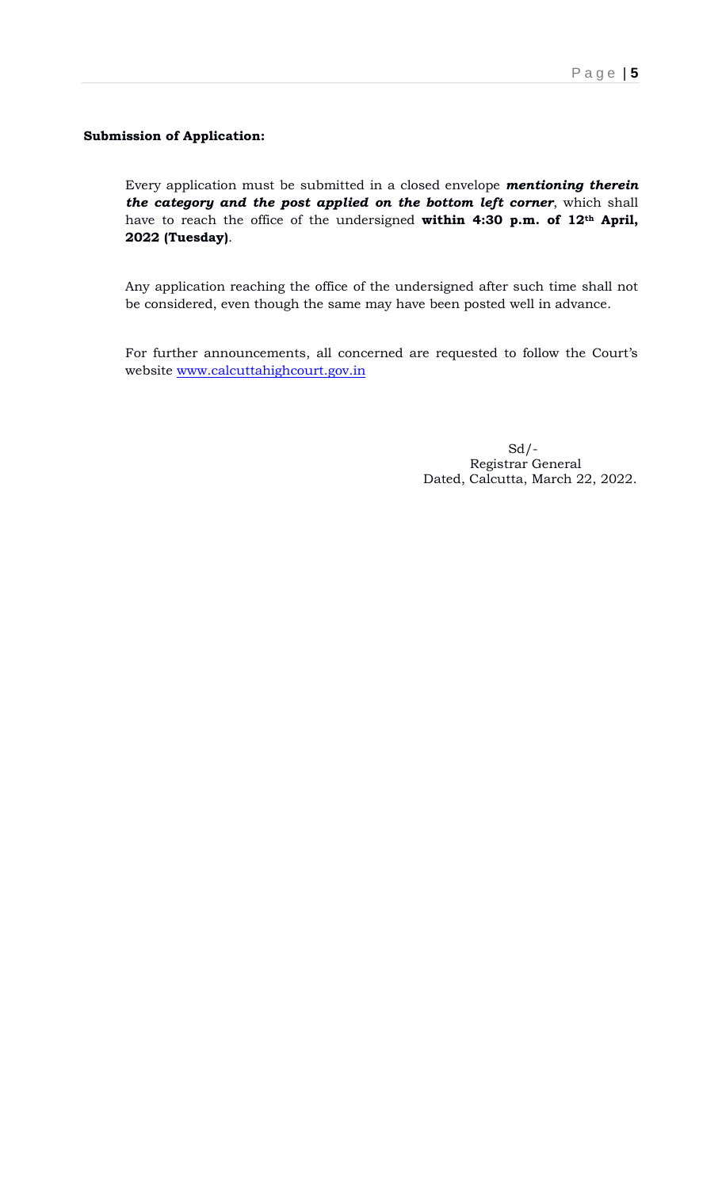**Submission of Application:**

Every application must be submitted in a closed envelope ***mentioning therein the category and the post applied on the bottom left corner***, which shall have to reach the office of the undersigned **within 4:30 p.m. of 12th April, 2022 (Tuesday)**.

Any application reaching the office of the undersigned after such time shall not be considered, even though the same may have been posted well in advance.

For further announcements, all concerned are requested to follow the Court's website [www.calcuttahighcourt.gov.in](http://www.calcuttahighcourt.gov.in)

Sd/-
Registrar General
Dated, Calcutta, March 22, 2022.